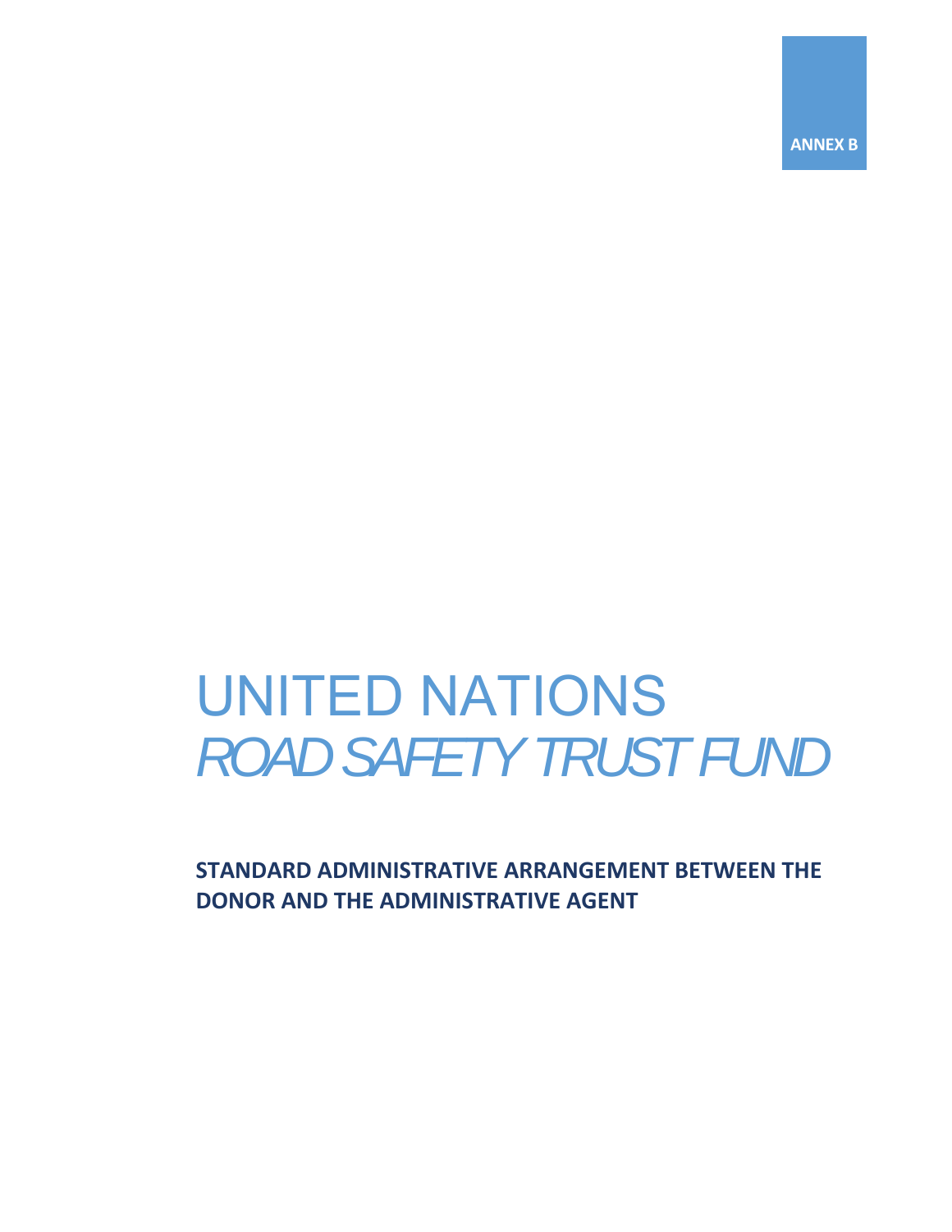ANNEX B

# UNITED NATIONS

# *ROAD SAFETY TRUST FUND*

**STANDARD ADMINISTRATIVE ARRANGEMENT BETWEEN THE DONOR AND THE ADMINISTRATIVE AGENT**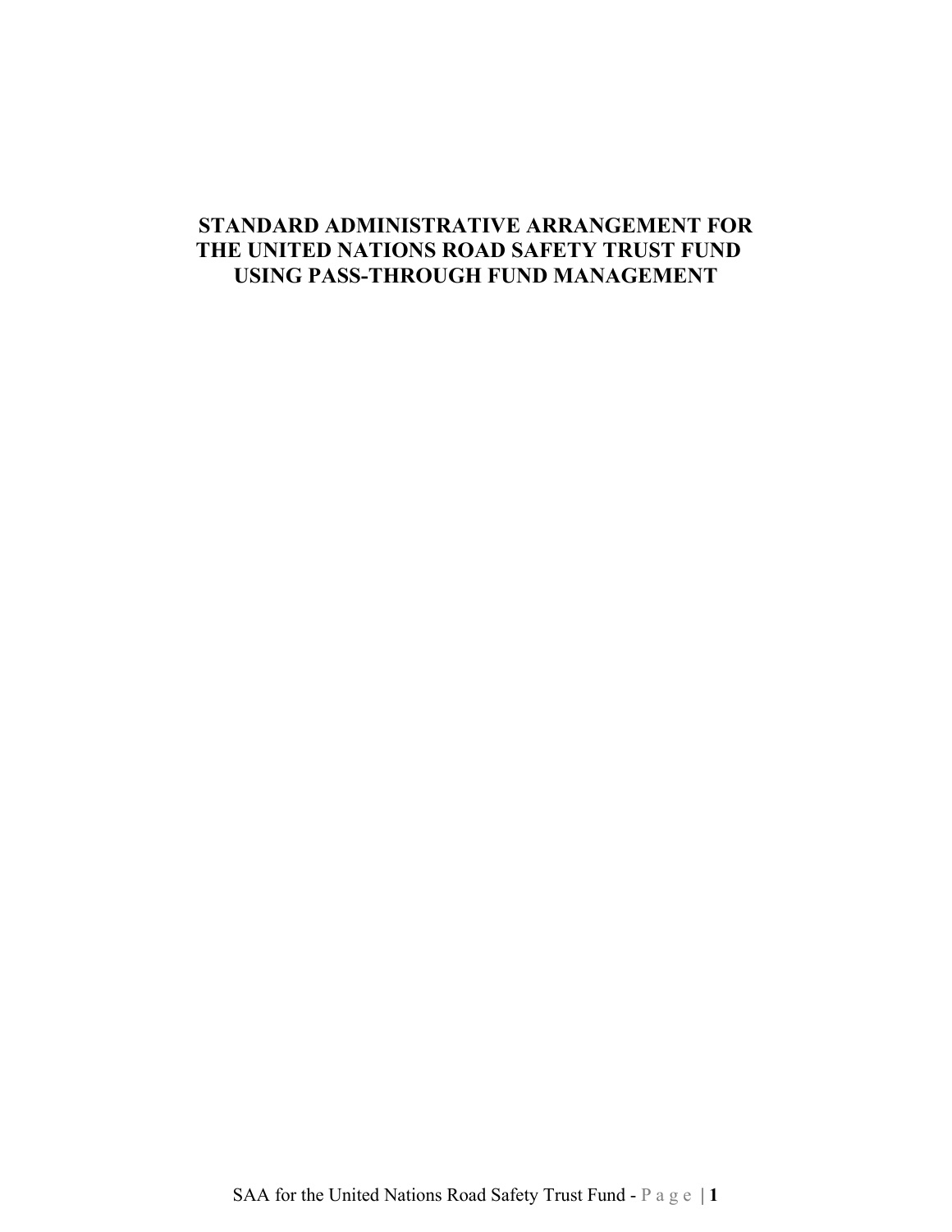# STANDARD ADMINISTRATIVE ARRANGEMENT FOR THE UNITED NATIONS ROAD SAFETY TRUST FUND USING PASS-THROUGH FUND MANAGEMENT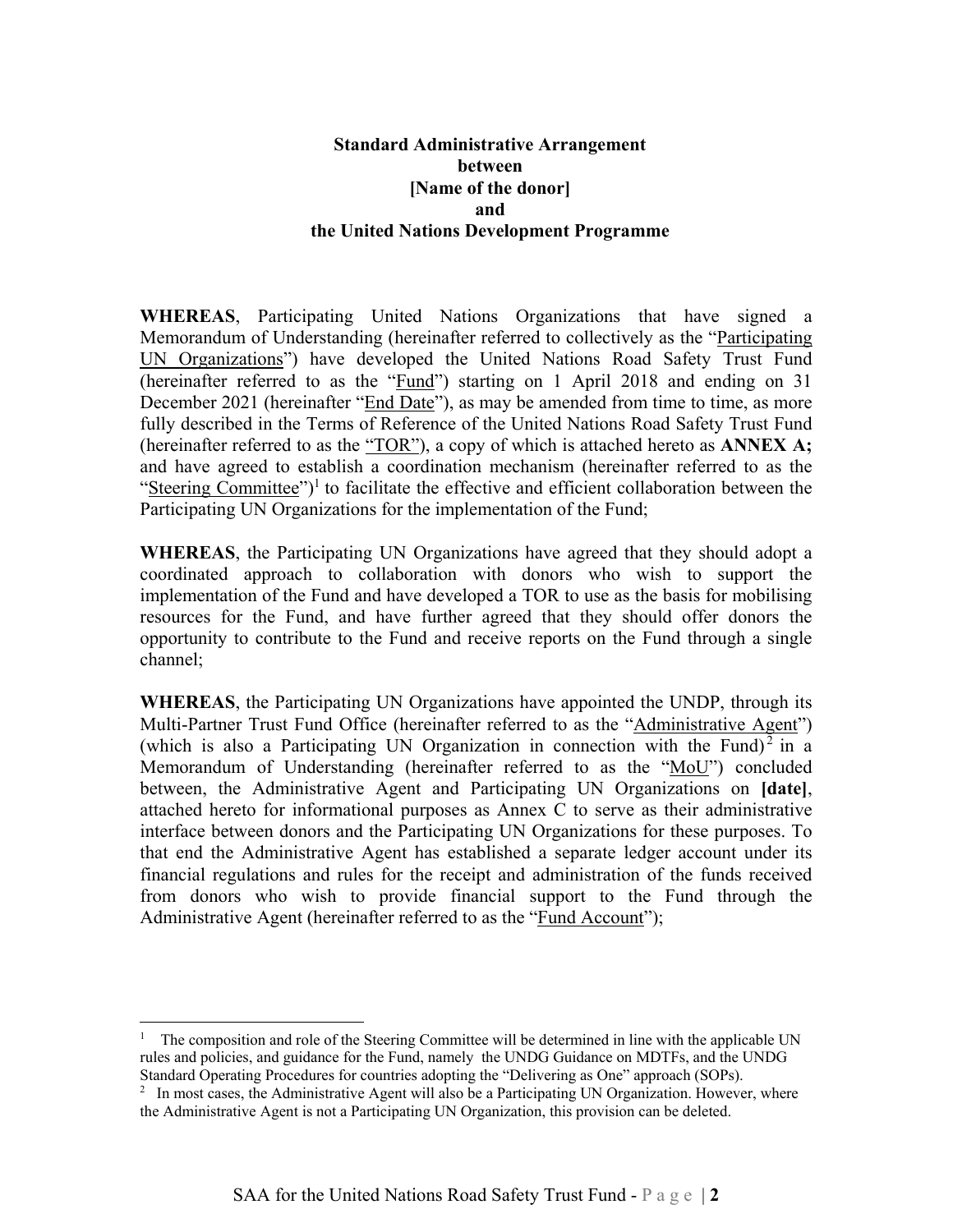**Standard Administrative Arrangement**
**between**
**[Name of the donor]**
**and**
**the United Nations Development Programme**

**WHEREAS**, Participating United Nations Organizations that have signed a Memorandum of Understanding (hereinafter referred to collectively as the "Participating UN Organizations") have developed the United Nations Road Safety Trust Fund (hereinafter referred to as the "Fund") starting on 1 April 2018 and ending on 31 December 2021 (hereinafter "End Date"), as may be amended from time to time, as more fully described in the Terms of Reference of the United Nations Road Safety Trust Fund (hereinafter referred to as the "TOR"), a copy of which is attached hereto as **ANNEX A;** and have agreed to establish a coordination mechanism (hereinafter referred to as the "Steering Committee")[1] to facilitate the effective and efficient collaboration between the Participating UN Organizations for the implementation of the Fund;

**WHEREAS**, the Participating UN Organizations have agreed that they should adopt a coordinated approach to collaboration with donors who wish to support the implementation of the Fund and have developed a TOR to use as the basis for mobilising resources for the Fund, and have further agreed that they should offer donors the opportunity to contribute to the Fund and receive reports on the Fund through a single channel;

**WHEREAS**, the Participating UN Organizations have appointed the UNDP, through its Multi-Partner Trust Fund Office (hereinafter referred to as the "Administrative Agent") (which is also a Participating UN Organization in connection with the Fund)[2] in a Memorandum of Understanding (hereinafter referred to as the "MoU") concluded between, the Administrative Agent and Participating UN Organizations on **[date]**, attached hereto for informational purposes as Annex C to serve as their administrative interface between donors and the Participating UN Organizations for these purposes. To that end the Administrative Agent has established a separate ledger account under its financial regulations and rules for the receipt and administration of the funds received from donors who wish to provide financial support to the Fund through the Administrative Agent (hereinafter referred to as the "Fund Account");

---

[1] The composition and role of the Steering Committee will be determined in line with the applicable UN rules and policies, and guidance for the Fund, namely the UNDG Guidance on MDTFs, and the UNDG Standard Operating Procedures for countries adopting the "Delivering as One" approach (SOPs).

[2] In most cases, the Administrative Agent will also be a Participating UN Organization. However, where the Administrative Agent is not a Participating UN Organization, this provision can be deleted.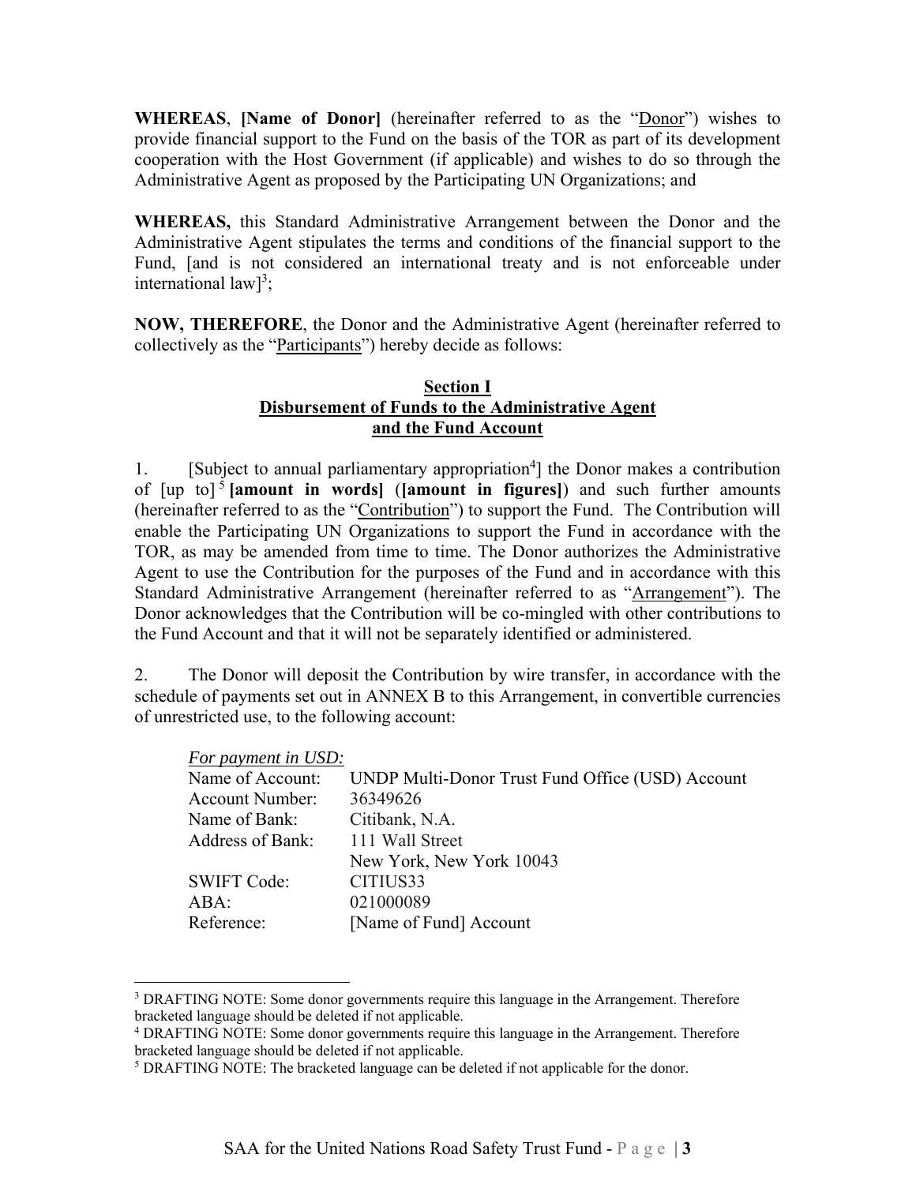**WHEREAS**, **[Name of Donor]** (hereinafter referred to as the "Donor") wishes to provide financial support to the Fund on the basis of the TOR as part of its development cooperation with the Host Government (if applicable) and wishes to do so through the Administrative Agent as proposed by the Participating UN Organizations; and

**WHEREAS,** this Standard Administrative Arrangement between the Donor and the Administrative Agent stipulates the terms and conditions of the financial support to the Fund, [and is not considered an international treaty and is not enforceable under international law][3];

**NOW, THEREFORE**, the Donor and the Administrative Agent (hereinafter referred to collectively as the "Participants") hereby decide as follows:

## Section I
## Disbursement of Funds to the Administrative Agent and the Fund Account

1. [Subject to annual parliamentary appropriation[4]] the Donor makes a contribution of [up to][5] **[amount in words]** (**[amount in figures]**) and such further amounts (hereinafter referred to as the "Contribution") to support the Fund. The Contribution will enable the Participating UN Organizations to support the Fund in accordance with the TOR, as may be amended from time to time. The Donor authorizes the Administrative Agent to use the Contribution for the purposes of the Fund and in accordance with this Standard Administrative Arrangement (hereinafter referred to as "Arrangement"). The Donor acknowledges that the Contribution will be co-mingled with other contributions to the Fund Account and that it will not be separately identified or administered.

2. The Donor will deposit the Contribution by wire transfer, in accordance with the schedule of payments set out in ANNEX B to this Arrangement, in convertible currencies of unrestricted use, to the following account:

*For payment in USD:*

| | |
|---|---|
| Name of Account: | UNDP Multi-Donor Trust Fund Office (USD) Account |
| Account Number: | 36349626 |
| Name of Bank: | Citibank, N.A. |
| Address of Bank: | 111 Wall Street<br>New York, New York 10043 |
| SWIFT Code: | CITIUS33 |
| ABA: | 021000089 |
| Reference: | [Name of Fund] Account |

---

[3] DRAFTING NOTE: Some donor governments require this language in the Arrangement. Therefore bracketed language should be deleted if not applicable.

[4] DRAFTING NOTE: Some donor governments require this language in the Arrangement. Therefore bracketed language should be deleted if not applicable.

[5] DRAFTING NOTE: The bracketed language can be deleted if not applicable for the donor.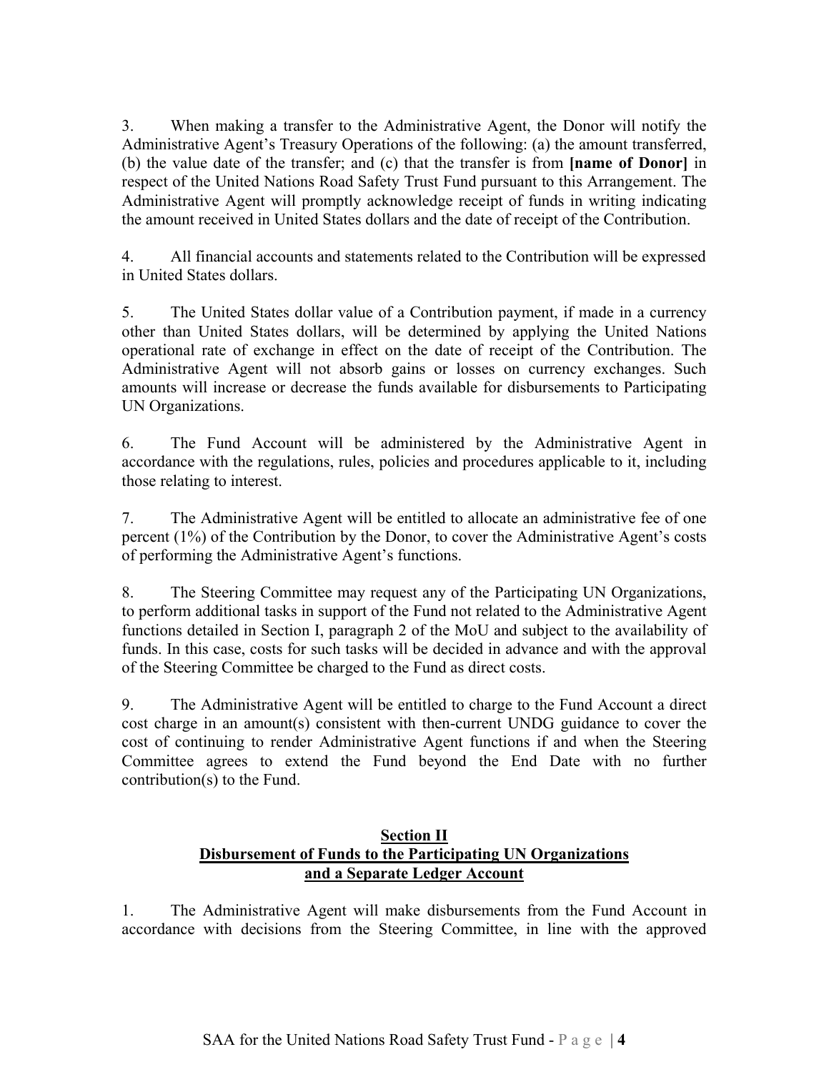3. When making a transfer to the Administrative Agent, the Donor will notify the Administrative Agent's Treasury Operations of the following: (a) the amount transferred, (b) the value date of the transfer; and (c) that the transfer is from **[name of Donor]** in respect of the United Nations Road Safety Trust Fund pursuant to this Arrangement. The Administrative Agent will promptly acknowledge receipt of funds in writing indicating the amount received in United States dollars and the date of receipt of the Contribution.

4. All financial accounts and statements related to the Contribution will be expressed in United States dollars.

5. The United States dollar value of a Contribution payment, if made in a currency other than United States dollars, will be determined by applying the United Nations operational rate of exchange in effect on the date of receipt of the Contribution. The Administrative Agent will not absorb gains or losses on currency exchanges. Such amounts will increase or decrease the funds available for disbursements to Participating UN Organizations.

6. The Fund Account will be administered by the Administrative Agent in accordance with the regulations, rules, policies and procedures applicable to it, including those relating to interest.

7. The Administrative Agent will be entitled to allocate an administrative fee of one percent (1%) of the Contribution by the Donor, to cover the Administrative Agent's costs of performing the Administrative Agent's functions.

8. The Steering Committee may request any of the Participating UN Organizations, to perform additional tasks in support of the Fund not related to the Administrative Agent functions detailed in Section I, paragraph 2 of the MoU and subject to the availability of funds. In this case, costs for such tasks will be decided in advance and with the approval of the Steering Committee be charged to the Fund as direct costs.

9. The Administrative Agent will be entitled to charge to the Fund Account a direct cost charge in an amount(s) consistent with then-current UNDG guidance to cover the cost of continuing to render Administrative Agent functions if and when the Steering Committee agrees to extend the Fund beyond the End Date with no further contribution(s) to the Fund.

## Section II
## Disbursement of Funds to the Participating UN Organizations and a Separate Ledger Account

1. The Administrative Agent will make disbursements from the Fund Account in accordance with decisions from the Steering Committee, in line with the approved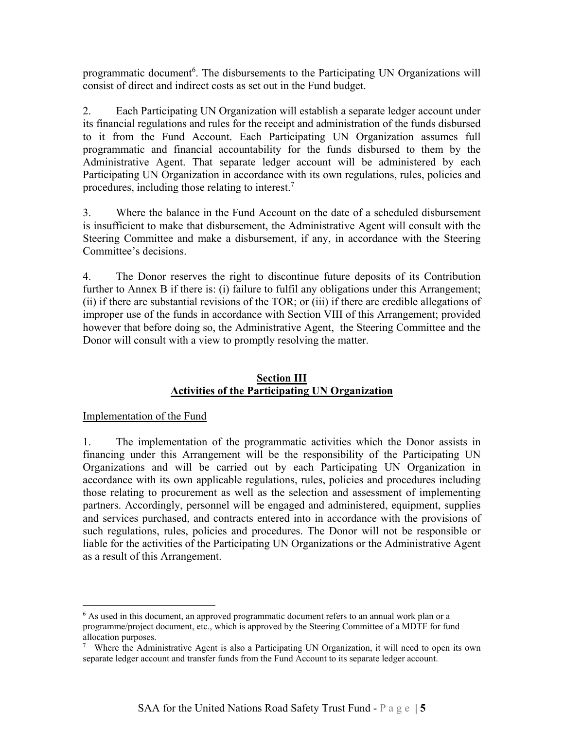programmatic document[6]. The disbursements to the Participating UN Organizations will consist of direct and indirect costs as set out in the Fund budget.

2. Each Participating UN Organization will establish a separate ledger account under its financial regulations and rules for the receipt and administration of the funds disbursed to it from the Fund Account. Each Participating UN Organization assumes full programmatic and financial accountability for the funds disbursed to them by the Administrative Agent. That separate ledger account will be administered by each Participating UN Organization in accordance with its own regulations, rules, policies and procedures, including those relating to interest.[7]

3. Where the balance in the Fund Account on the date of a scheduled disbursement is insufficient to make that disbursement, the Administrative Agent will consult with the Steering Committee and make a disbursement, if any, in accordance with the Steering Committee's decisions.

4. The Donor reserves the right to discontinue future deposits of its Contribution further to Annex B if there is: (i) failure to fulfil any obligations under this Arrangement; (ii) if there are substantial revisions of the TOR; or (iii) if there are credible allegations of improper use of the funds in accordance with Section VIII of this Arrangement; provided however that before doing so, the Administrative Agent, the Steering Committee and the Donor will consult with a view to promptly resolving the matter.

## Section III
## Activities of the Participating UN Organization

Implementation of the Fund

1. The implementation of the programmatic activities which the Donor assists in financing under this Arrangement will be the responsibility of the Participating UN Organizations and will be carried out by each Participating UN Organization in accordance with its own applicable regulations, rules, policies and procedures including those relating to procurement as well as the selection and assessment of implementing partners. Accordingly, personnel will be engaged and administered, equipment, supplies and services purchased, and contracts entered into in accordance with the provisions of such regulations, rules, policies and procedures. The Donor will not be responsible or liable for the activities of the Participating UN Organizations or the Administrative Agent as a result of this Arrangement.

---

[6] As used in this document, an approved programmatic document refers to an annual work plan or a programme/project document, etc., which is approved by the Steering Committee of a MDTF for fund allocation purposes.

[7] Where the Administrative Agent is also a Participating UN Organization, it will need to open its own separate ledger account and transfer funds from the Fund Account to its separate ledger account.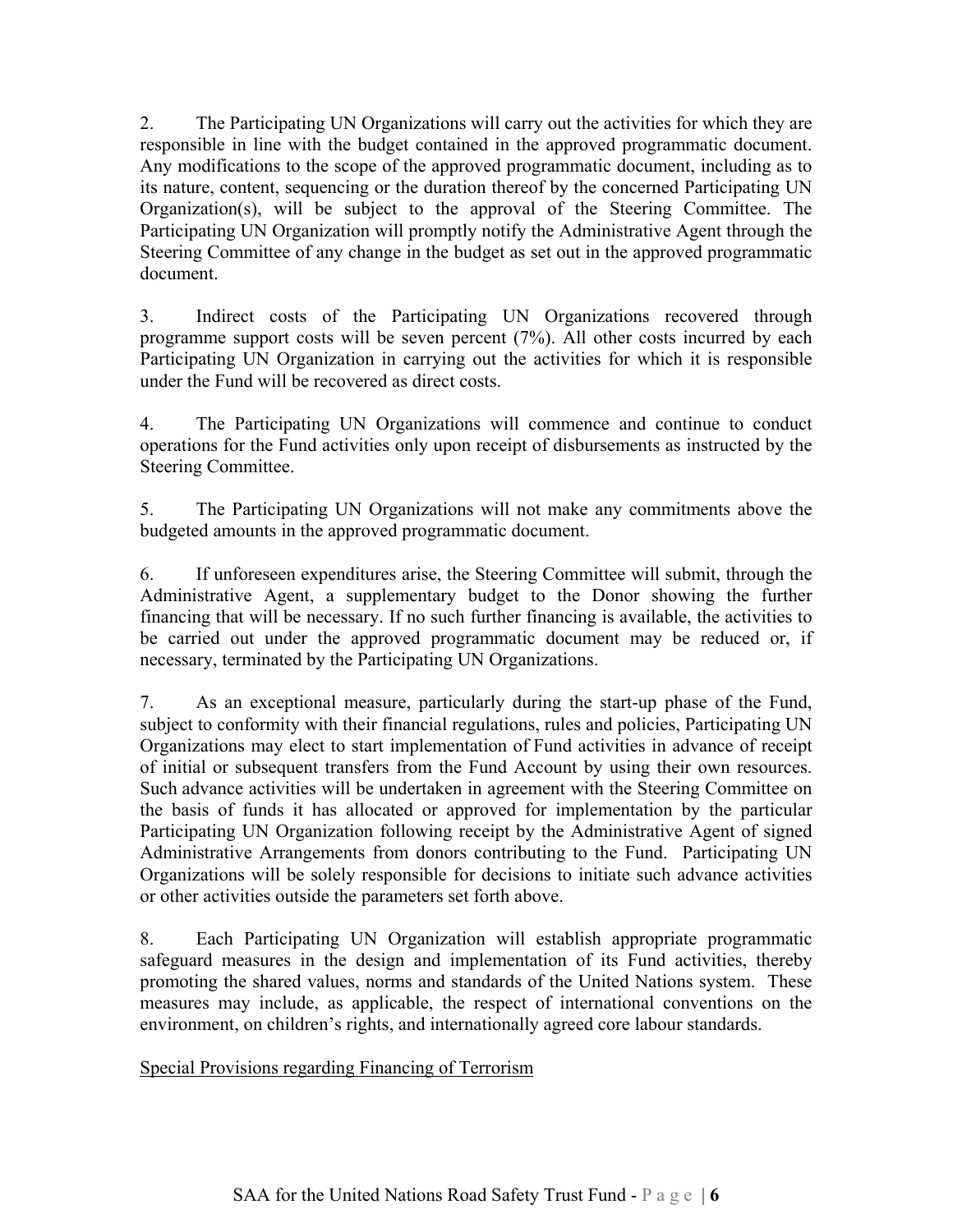2. The Participating UN Organizations will carry out the activities for which they are responsible in line with the budget contained in the approved programmatic document. Any modifications to the scope of the approved programmatic document, including as to its nature, content, sequencing or the duration thereof by the concerned Participating UN Organization(s), will be subject to the approval of the Steering Committee. The Participating UN Organization will promptly notify the Administrative Agent through the Steering Committee of any change in the budget as set out in the approved programmatic document.

3. Indirect costs of the Participating UN Organizations recovered through programme support costs will be seven percent (7%). All other costs incurred by each Participating UN Organization in carrying out the activities for which it is responsible under the Fund will be recovered as direct costs.

4. The Participating UN Organizations will commence and continue to conduct operations for the Fund activities only upon receipt of disbursements as instructed by the Steering Committee.

5. The Participating UN Organizations will not make any commitments above the budgeted amounts in the approved programmatic document.

6. If unforeseen expenditures arise, the Steering Committee will submit, through the Administrative Agent, a supplementary budget to the Donor showing the further financing that will be necessary. If no such further financing is available, the activities to be carried out under the approved programmatic document may be reduced or, if necessary, terminated by the Participating UN Organizations.

7. As an exceptional measure, particularly during the start-up phase of the Fund, subject to conformity with their financial regulations, rules and policies, Participating UN Organizations may elect to start implementation of Fund activities in advance of receipt of initial or subsequent transfers from the Fund Account by using their own resources. Such advance activities will be undertaken in agreement with the Steering Committee on the basis of funds it has allocated or approved for implementation by the particular Participating UN Organization following receipt by the Administrative Agent of signed Administrative Arrangements from donors contributing to the Fund. Participating UN Organizations will be solely responsible for decisions to initiate such advance activities or other activities outside the parameters set forth above.

8. Each Participating UN Organization will establish appropriate programmatic safeguard measures in the design and implementation of its Fund activities, thereby promoting the shared values, norms and standards of the United Nations system. These measures may include, as applicable, the respect of international conventions on the environment, on children's rights, and internationally agreed core labour standards.

<u>Special Provisions regarding Financing of Terrorism</u>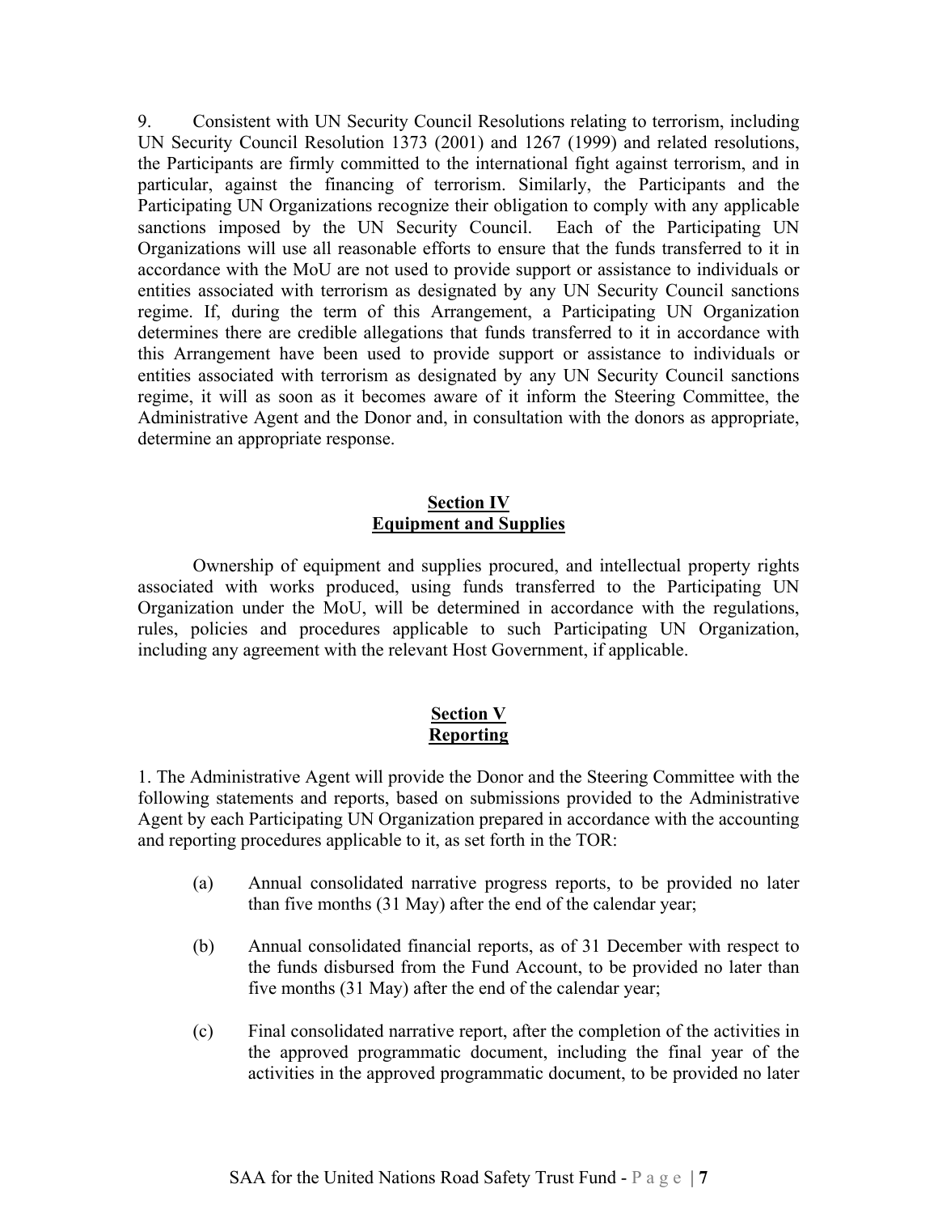9. Consistent with UN Security Council Resolutions relating to terrorism, including UN Security Council Resolution 1373 (2001) and 1267 (1999) and related resolutions, the Participants are firmly committed to the international fight against terrorism, and in particular, against the financing of terrorism. Similarly, the Participants and the Participating UN Organizations recognize their obligation to comply with any applicable sanctions imposed by the UN Security Council. Each of the Participating UN Organizations will use all reasonable efforts to ensure that the funds transferred to it in accordance with the MoU are not used to provide support or assistance to individuals or entities associated with terrorism as designated by any UN Security Council sanctions regime. If, during the term of this Arrangement, a Participating UN Organization determines there are credible allegations that funds transferred to it in accordance with this Arrangement have been used to provide support or assistance to individuals or entities associated with terrorism as designated by any UN Security Council sanctions regime, it will as soon as it becomes aware of it inform the Steering Committee, the Administrative Agent and the Donor and, in consultation with the donors as appropriate, determine an appropriate response.

## Section IV
## Equipment and Supplies

Ownership of equipment and supplies procured, and intellectual property rights associated with works produced, using funds transferred to the Participating UN Organization under the MoU, will be determined in accordance with the regulations, rules, policies and procedures applicable to such Participating UN Organization, including any agreement with the relevant Host Government, if applicable.

## Section V
## Reporting

1. The Administrative Agent will provide the Donor and the Steering Committee with the following statements and reports, based on submissions provided to the Administrative Agent by each Participating UN Organization prepared in accordance with the accounting and reporting procedures applicable to it, as set forth in the TOR:

(a) Annual consolidated narrative progress reports, to be provided no later than five months (31 May) after the end of the calendar year;

(b) Annual consolidated financial reports, as of 31 December with respect to the funds disbursed from the Fund Account, to be provided no later than five months (31 May) after the end of the calendar year;

(c) Final consolidated narrative report, after the completion of the activities in the approved programmatic document, including the final year of the activities in the approved programmatic document, to be provided no later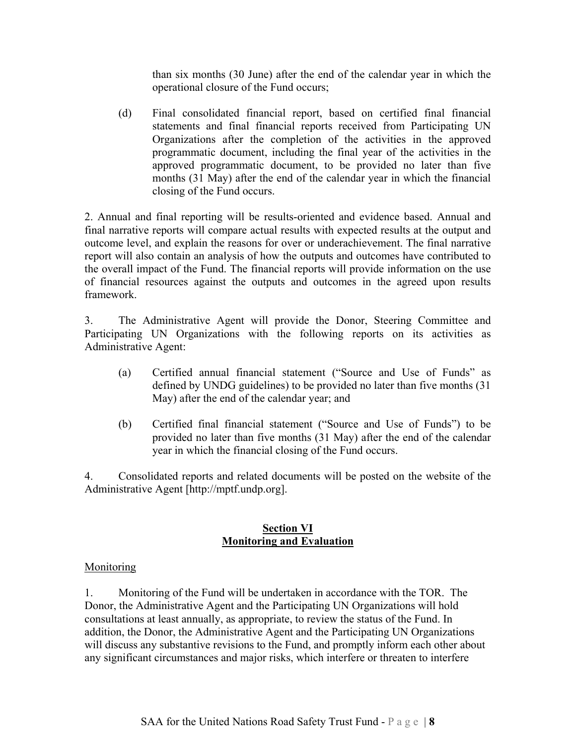than six months (30 June) after the end of the calendar year in which the operational closure of the Fund occurs;

(d) Final consolidated financial report, based on certified final financial statements and final financial reports received from Participating UN Organizations after the completion of the activities in the approved programmatic document, including the final year of the activities in the approved programmatic document, to be provided no later than five months (31 May) after the end of the calendar year in which the financial closing of the Fund occurs.

2. Annual and final reporting will be results-oriented and evidence based. Annual and final narrative reports will compare actual results with expected results at the output and outcome level, and explain the reasons for over or underachievement. The final narrative report will also contain an analysis of how the outputs and outcomes have contributed to the overall impact of the Fund. The financial reports will provide information on the use of financial resources against the outputs and outcomes in the agreed upon results framework.

3. The Administrative Agent will provide the Donor, Steering Committee and Participating UN Organizations with the following reports on its activities as Administrative Agent:

(a) Certified annual financial statement ("Source and Use of Funds" as defined by UNDG guidelines) to be provided no later than five months (31 May) after the end of the calendar year; and

(b) Certified final financial statement ("Source and Use of Funds") to be provided no later than five months (31 May) after the end of the calendar year in which the financial closing of the Fund occurs.

4. Consolidated reports and related documents will be posted on the website of the Administrative Agent [http://mptf.undp.org].

## Section VI
## Monitoring and Evaluation

Monitoring

1. Monitoring of the Fund will be undertaken in accordance with the TOR. The Donor, the Administrative Agent and the Participating UN Organizations will hold consultations at least annually, as appropriate, to review the status of the Fund. In addition, the Donor, the Administrative Agent and the Participating UN Organizations will discuss any substantive revisions to the Fund, and promptly inform each other about any significant circumstances and major risks, which interfere or threaten to interfere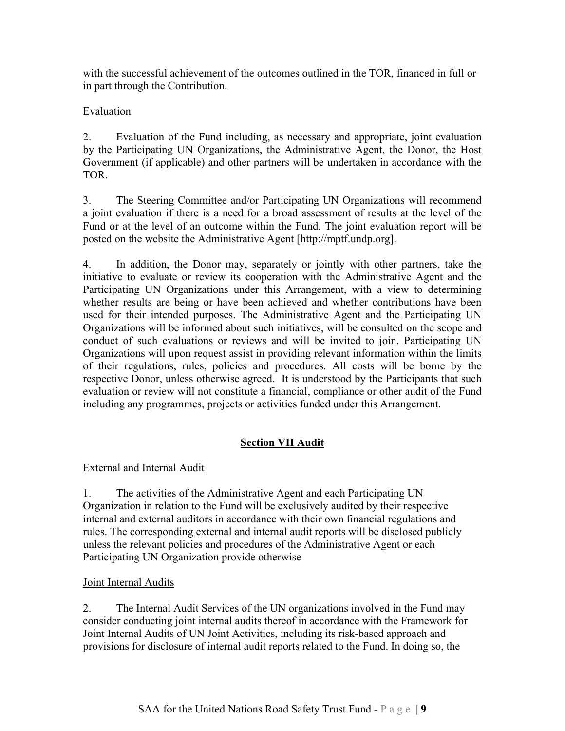with the successful achievement of the outcomes outlined in the TOR, financed in full or in part through the Contribution.

Evaluation

2. Evaluation of the Fund including, as necessary and appropriate, joint evaluation by the Participating UN Organizations, the Administrative Agent, the Donor, the Host Government (if applicable) and other partners will be undertaken in accordance with the TOR.

3. The Steering Committee and/or Participating UN Organizations will recommend a joint evaluation if there is a need for a broad assessment of results at the level of the Fund or at the level of an outcome within the Fund. The joint evaluation report will be posted on the website the Administrative Agent [http://mptf.undp.org].

4. In addition, the Donor may, separately or jointly with other partners, take the initiative to evaluate or review its cooperation with the Administrative Agent and the Participating UN Organizations under this Arrangement, with a view to determining whether results are being or have been achieved and whether contributions have been used for their intended purposes. The Administrative Agent and the Participating UN Organizations will be informed about such initiatives, will be consulted on the scope and conduct of such evaluations or reviews and will be invited to join. Participating UN Organizations will upon request assist in providing relevant information within the limits of their regulations, rules, policies and procedures. All costs will be borne by the respective Donor, unless otherwise agreed. It is understood by the Participants that such evaluation or review will not constitute a financial, compliance or other audit of the Fund including any programmes, projects or activities funded under this Arrangement.

## Section VII Audit

External and Internal Audit

1. The activities of the Administrative Agent and each Participating UN Organization in relation to the Fund will be exclusively audited by their respective internal and external auditors in accordance with their own financial regulations and rules. The corresponding external and internal audit reports will be disclosed publicly unless the relevant policies and procedures of the Administrative Agent or each Participating UN Organization provide otherwise

Joint Internal Audits

2. The Internal Audit Services of the UN organizations involved in the Fund may consider conducting joint internal audits thereof in accordance with the Framework for Joint Internal Audits of UN Joint Activities, including its risk-based approach and provisions for disclosure of internal audit reports related to the Fund. In doing so, the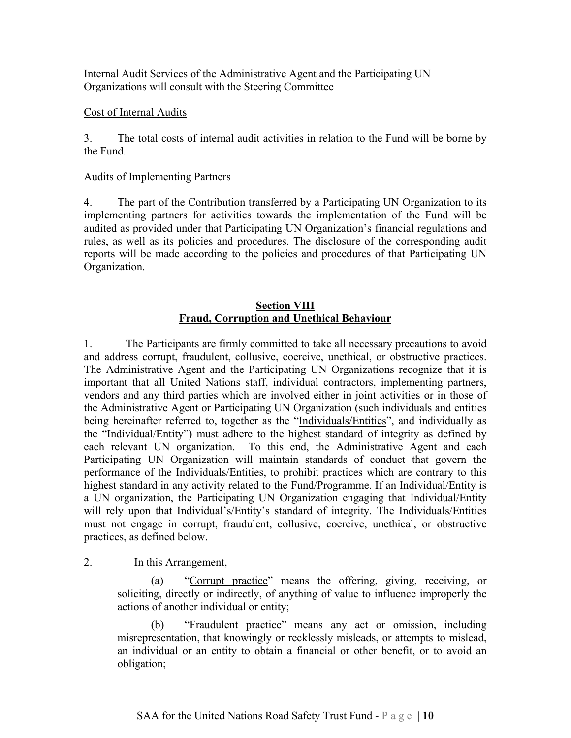Internal Audit Services of the Administrative Agent and the Participating UN Organizations will consult with the Steering Committee

Cost of Internal Audits

3. The total costs of internal audit activities in relation to the Fund will be borne by the Fund.

Audits of Implementing Partners

4. The part of the Contribution transferred by a Participating UN Organization to its implementing partners for activities towards the implementation of the Fund will be audited as provided under that Participating UN Organization's financial regulations and rules, as well as its policies and procedures. The disclosure of the corresponding audit reports will be made according to the policies and procedures of that Participating UN Organization.

## Section VIII
## Fraud, Corruption and Unethical Behaviour

1. The Participants are firmly committed to take all necessary precautions to avoid and address corrupt, fraudulent, collusive, coercive, unethical, or obstructive practices. The Administrative Agent and the Participating UN Organizations recognize that it is important that all United Nations staff, individual contractors, implementing partners, vendors and any third parties which are involved either in joint activities or in those of the Administrative Agent or Participating UN Organization (such individuals and entities being hereinafter referred to, together as the "Individuals/Entities", and individually as the "Individual/Entity") must adhere to the highest standard of integrity as defined by each relevant UN organization. To this end, the Administrative Agent and each Participating UN Organization will maintain standards of conduct that govern the performance of the Individuals/Entities, to prohibit practices which are contrary to this highest standard in any activity related to the Fund/Programme. If an Individual/Entity is a UN organization, the Participating UN Organization engaging that Individual/Entity will rely upon that Individual's/Entity's standard of integrity. The Individuals/Entities must not engage in corrupt, fraudulent, collusive, coercive, unethical, or obstructive practices, as defined below.

2. In this Arrangement,

(a) "Corrupt practice" means the offering, giving, receiving, or soliciting, directly or indirectly, of anything of value to influence improperly the actions of another individual or entity;

(b) "Fraudulent practice" means any act or omission, including misrepresentation, that knowingly or recklessly misleads, or attempts to mislead, an individual or an entity to obtain a financial or other benefit, or to avoid an obligation;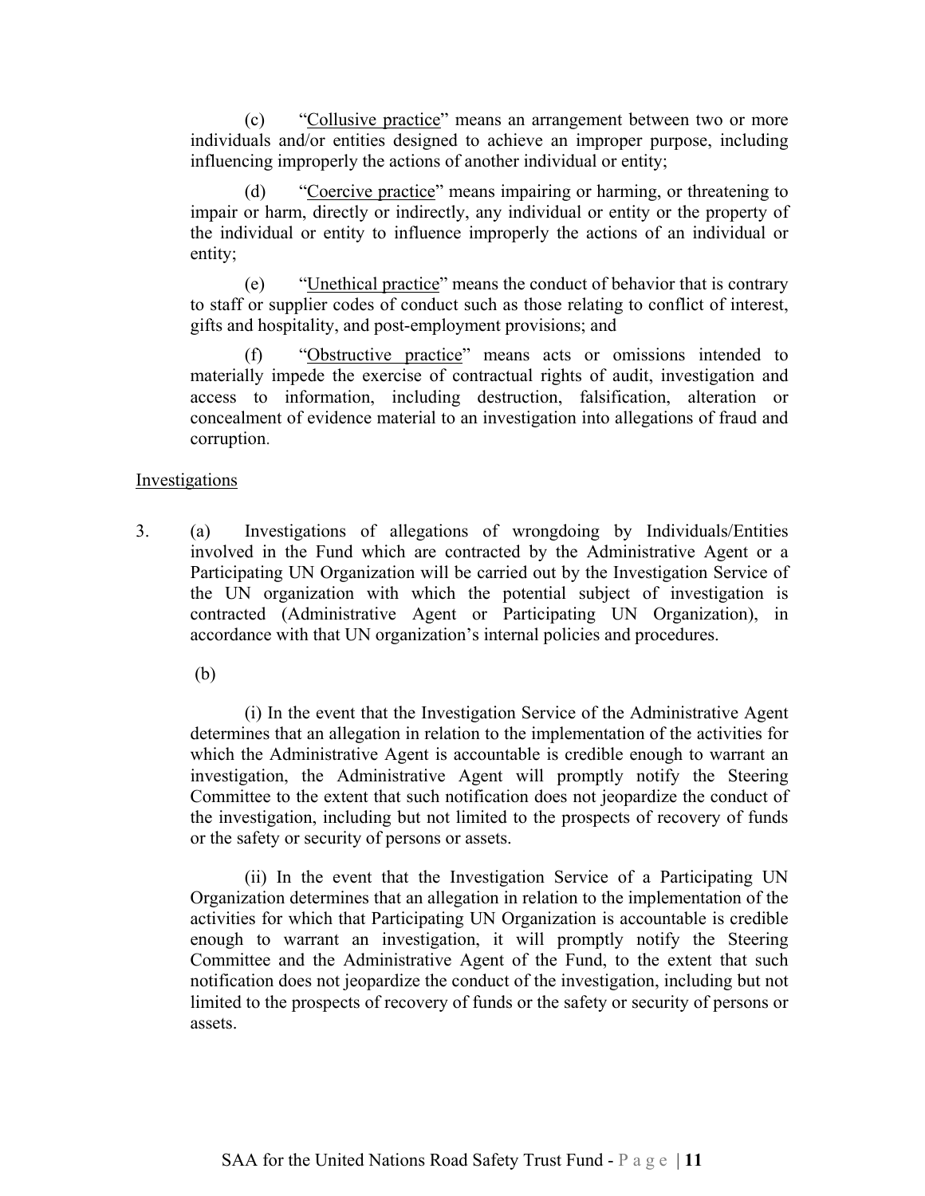(c) "Collusive practice" means an arrangement between two or more individuals and/or entities designed to achieve an improper purpose, including influencing improperly the actions of another individual or entity;

(d) "Coercive practice" means impairing or harming, or threatening to impair or harm, directly or indirectly, any individual or entity or the property of the individual or entity to influence improperly the actions of an individual or entity;

(e) "Unethical practice" means the conduct of behavior that is contrary to staff or supplier codes of conduct such as those relating to conflict of interest, gifts and hospitality, and post-employment provisions; and

(f) "Obstructive practice" means acts or omissions intended to materially impede the exercise of contractual rights of audit, investigation and access to information, including destruction, falsification, alteration or concealment of evidence material to an investigation into allegations of fraud and corruption.

Investigations

3. (a) Investigations of allegations of wrongdoing by Individuals/Entities involved in the Fund which are contracted by the Administrative Agent or a Participating UN Organization will be carried out by the Investigation Service of the UN organization with which the potential subject of investigation is contracted (Administrative Agent or Participating UN Organization), in accordance with that UN organization's internal policies and procedures.

(b)

(i) In the event that the Investigation Service of the Administrative Agent determines that an allegation in relation to the implementation of the activities for which the Administrative Agent is accountable is credible enough to warrant an investigation, the Administrative Agent will promptly notify the Steering Committee to the extent that such notification does not jeopardize the conduct of the investigation, including but not limited to the prospects of recovery of funds or the safety or security of persons or assets.

(ii) In the event that the Investigation Service of a Participating UN Organization determines that an allegation in relation to the implementation of the activities for which that Participating UN Organization is accountable is credible enough to warrant an investigation, it will promptly notify the Steering Committee and the Administrative Agent of the Fund, to the extent that such notification does not jeopardize the conduct of the investigation, including but not limited to the prospects of recovery of funds or the safety or security of persons or assets.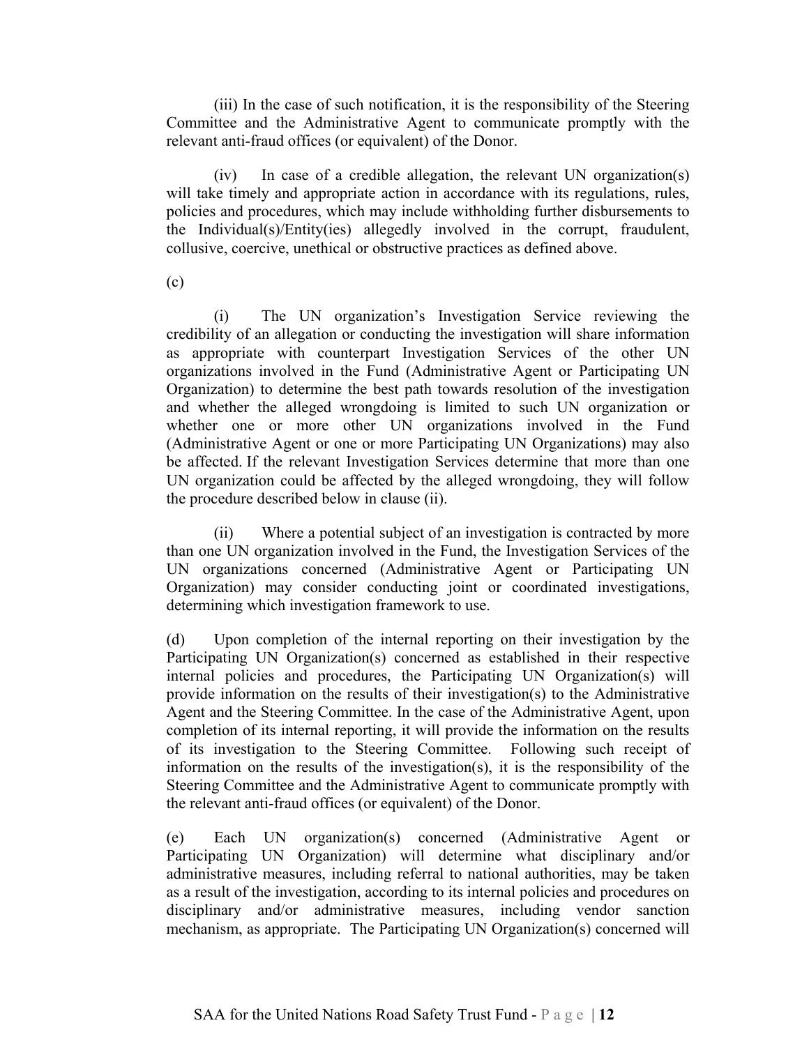(iii) In the case of such notification, it is the responsibility of the Steering Committee and the Administrative Agent to communicate promptly with the relevant anti-fraud offices (or equivalent) of the Donor.

(iv) In case of a credible allegation, the relevant UN organization(s) will take timely and appropriate action in accordance with its regulations, rules, policies and procedures, which may include withholding further disbursements to the Individual(s)/Entity(ies) allegedly involved in the corrupt, fraudulent, collusive, coercive, unethical or obstructive practices as defined above.

(c)

(i) The UN organization's Investigation Service reviewing the credibility of an allegation or conducting the investigation will share information as appropriate with counterpart Investigation Services of the other UN organizations involved in the Fund (Administrative Agent or Participating UN Organization) to determine the best path towards resolution of the investigation and whether the alleged wrongdoing is limited to such UN organization or whether one or more other UN organizations involved in the Fund (Administrative Agent or one or more Participating UN Organizations) may also be affected. If the relevant Investigation Services determine that more than one UN organization could be affected by the alleged wrongdoing, they will follow the procedure described below in clause (ii).

(ii) Where a potential subject of an investigation is contracted by more than one UN organization involved in the Fund, the Investigation Services of the UN organizations concerned (Administrative Agent or Participating UN Organization) may consider conducting joint or coordinated investigations, determining which investigation framework to use.

(d) Upon completion of the internal reporting on their investigation by the Participating UN Organization(s) concerned as established in their respective internal policies and procedures, the Participating UN Organization(s) will provide information on the results of their investigation(s) to the Administrative Agent and the Steering Committee. In the case of the Administrative Agent, upon completion of its internal reporting, it will provide the information on the results of its investigation to the Steering Committee. Following such receipt of information on the results of the investigation(s), it is the responsibility of the Steering Committee and the Administrative Agent to communicate promptly with the relevant anti-fraud offices (or equivalent) of the Donor.

(e) Each UN organization(s) concerned (Administrative Agent or Participating UN Organization) will determine what disciplinary and/or administrative measures, including referral to national authorities, may be taken as a result of the investigation, according to its internal policies and procedures on disciplinary and/or administrative measures, including vendor sanction mechanism, as appropriate. The Participating UN Organization(s) concerned will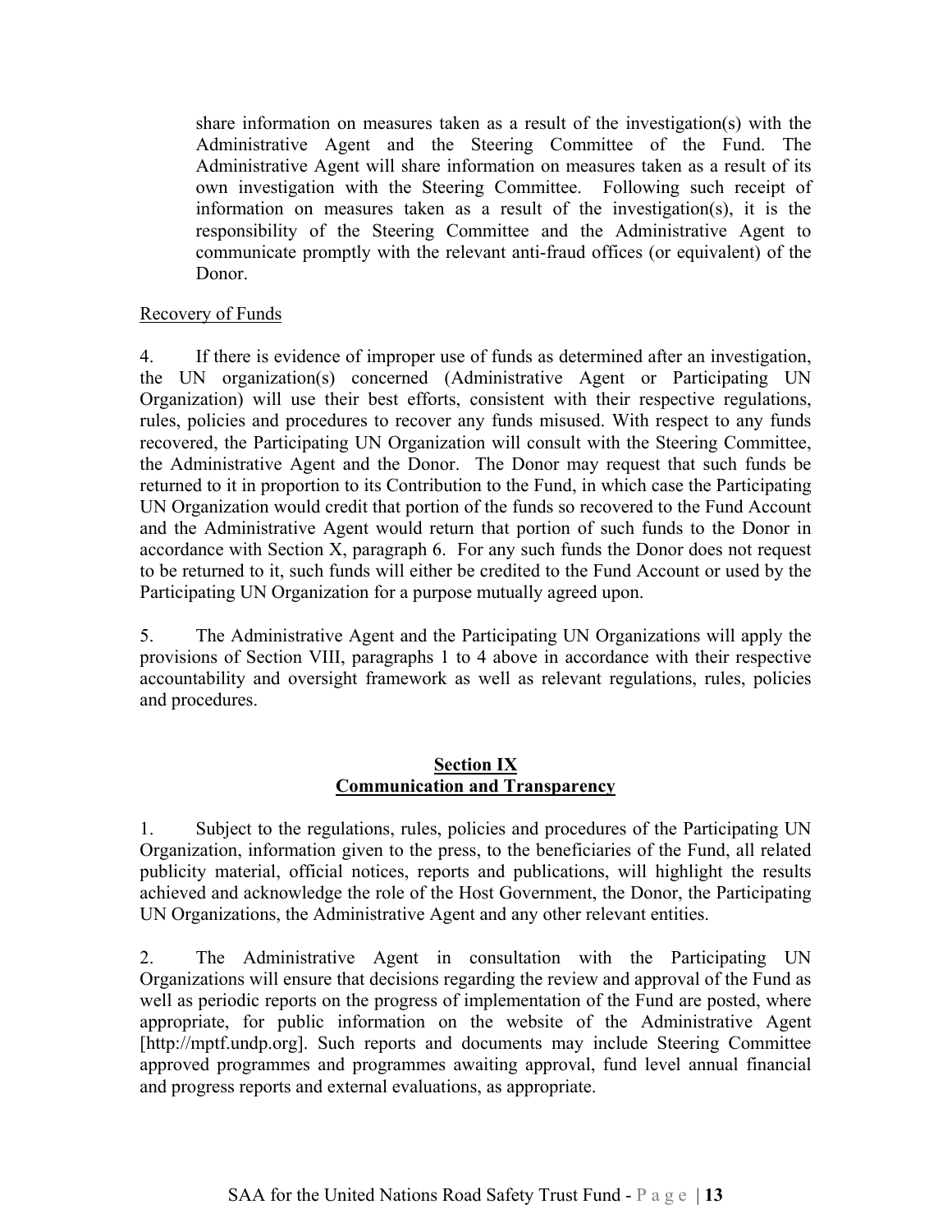share information on measures taken as a result of the investigation(s) with the Administrative Agent and the Steering Committee of the Fund. The Administrative Agent will share information on measures taken as a result of its own investigation with the Steering Committee. Following such receipt of information on measures taken as a result of the investigation(s), it is the responsibility of the Steering Committee and the Administrative Agent to communicate promptly with the relevant anti-fraud offices (or equivalent) of the Donor.

<u>Recovery of Funds</u>

4. If there is evidence of improper use of funds as determined after an investigation, the UN organization(s) concerned (Administrative Agent or Participating UN Organization) will use their best efforts, consistent with their respective regulations, rules, policies and procedures to recover any funds misused. With respect to any funds recovered, the Participating UN Organization will consult with the Steering Committee, the Administrative Agent and the Donor. The Donor may request that such funds be returned to it in proportion to its Contribution to the Fund, in which case the Participating UN Organization would credit that portion of the funds so recovered to the Fund Account and the Administrative Agent would return that portion of such funds to the Donor in accordance with Section X, paragraph 6. For any such funds the Donor does not request to be returned to it, such funds will either be credited to the Fund Account or used by the Participating UN Organization for a purpose mutually agreed upon.

5. The Administrative Agent and the Participating UN Organizations will apply the provisions of Section VIII, paragraphs 1 to 4 above in accordance with their respective accountability and oversight framework as well as relevant regulations, rules, policies and procedures.

## Section IX
## Communication and Transparency

1. Subject to the regulations, rules, policies and procedures of the Participating UN Organization, information given to the press, to the beneficiaries of the Fund, all related publicity material, official notices, reports and publications, will highlight the results achieved and acknowledge the role of the Host Government, the Donor, the Participating UN Organizations, the Administrative Agent and any other relevant entities.

2. The Administrative Agent in consultation with the Participating UN Organizations will ensure that decisions regarding the review and approval of the Fund as well as periodic reports on the progress of implementation of the Fund are posted, where appropriate, for public information on the website of the Administrative Agent [http://mptf.undp.org]. Such reports and documents may include Steering Committee approved programmes and programmes awaiting approval, fund level annual financial and progress reports and external evaluations, as appropriate.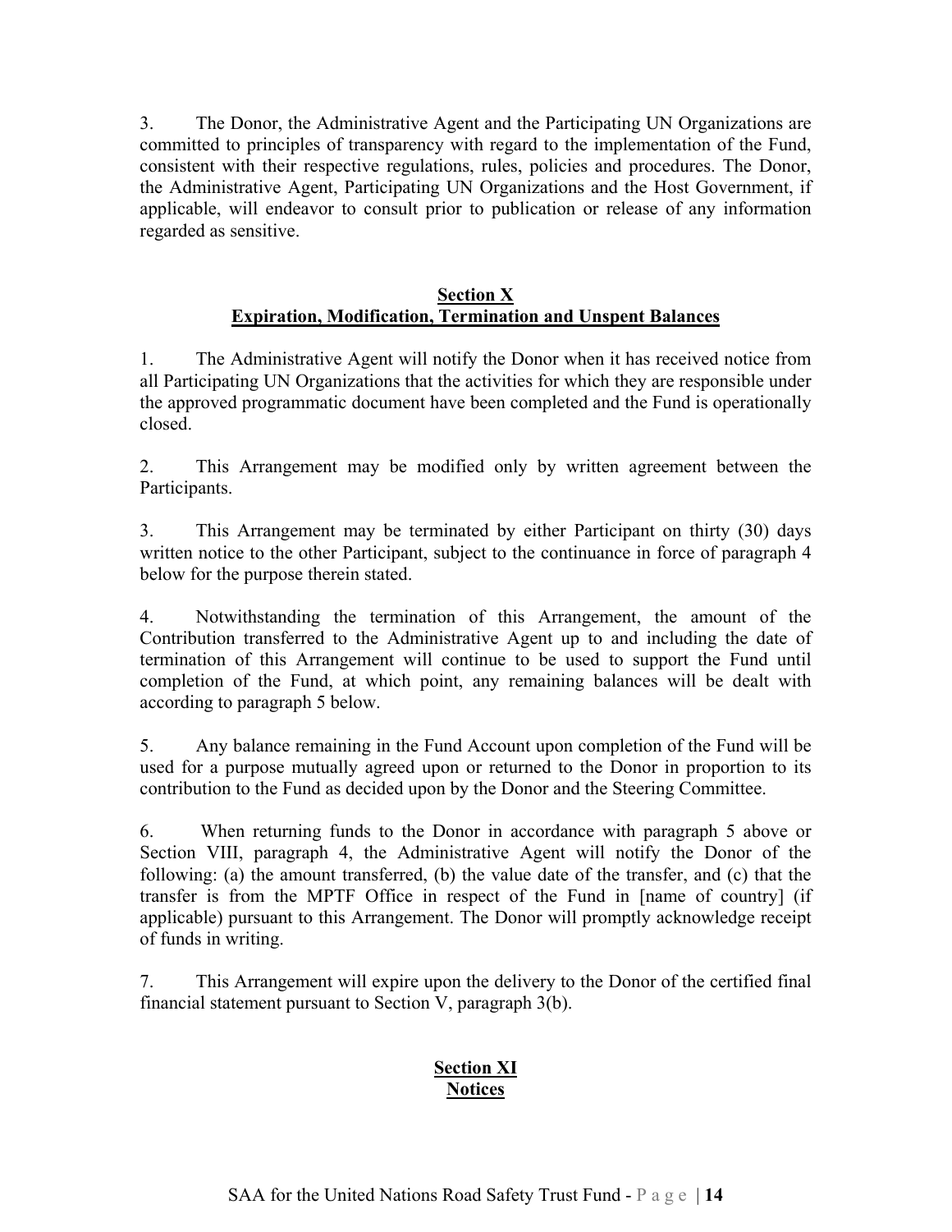3. The Donor, the Administrative Agent and the Participating UN Organizations are committed to principles of transparency with regard to the implementation of the Fund, consistent with their respective regulations, rules, policies and procedures. The Donor, the Administrative Agent, Participating UN Organizations and the Host Government, if applicable, will endeavor to consult prior to publication or release of any information regarded as sensitive.

## Section X
## Expiration, Modification, Termination and Unspent Balances

1. The Administrative Agent will notify the Donor when it has received notice from all Participating UN Organizations that the activities for which they are responsible under the approved programmatic document have been completed and the Fund is operationally closed.

2. This Arrangement may be modified only by written agreement between the Participants.

3. This Arrangement may be terminated by either Participant on thirty (30) days written notice to the other Participant, subject to the continuance in force of paragraph 4 below for the purpose therein stated.

4. Notwithstanding the termination of this Arrangement, the amount of the Contribution transferred to the Administrative Agent up to and including the date of termination of this Arrangement will continue to be used to support the Fund until completion of the Fund, at which point, any remaining balances will be dealt with according to paragraph 5 below.

5. Any balance remaining in the Fund Account upon completion of the Fund will be used for a purpose mutually agreed upon or returned to the Donor in proportion to its contribution to the Fund as decided upon by the Donor and the Steering Committee.

6. When returning funds to the Donor in accordance with paragraph 5 above or Section VIII, paragraph 4, the Administrative Agent will notify the Donor of the following: (a) the amount transferred, (b) the value date of the transfer, and (c) that the transfer is from the MPTF Office in respect of the Fund in [name of country] (if applicable) pursuant to this Arrangement. The Donor will promptly acknowledge receipt of funds in writing.

7. This Arrangement will expire upon the delivery to the Donor of the certified final financial statement pursuant to Section V, paragraph 3(b).

## Section XI
## Notices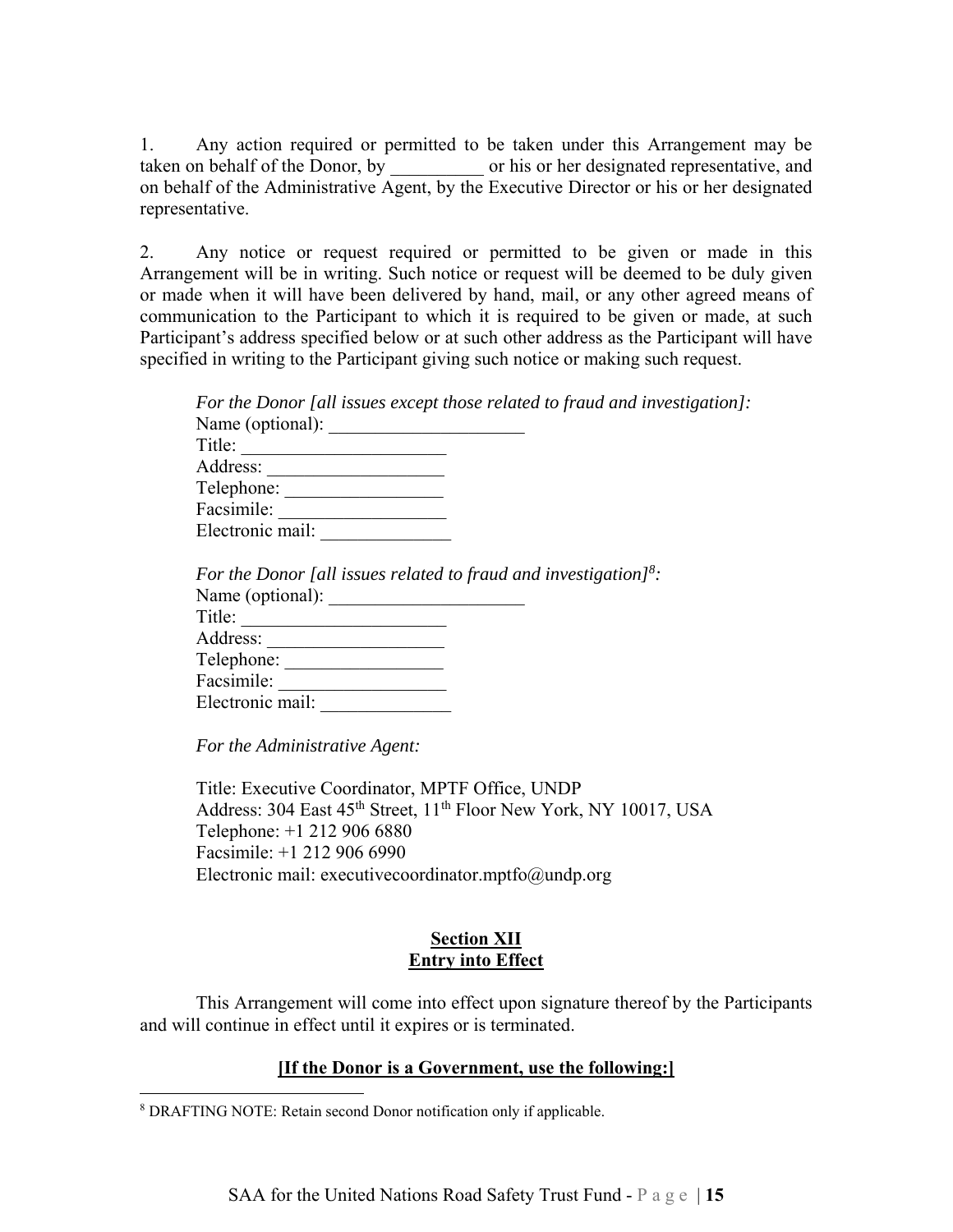1. Any action required or permitted to be taken under this Arrangement may be taken on behalf of the Donor, by __________ or his or her designated representative, and on behalf of the Administrative Agent, by the Executive Director or his or her designated representative.

2. Any notice or request required or permitted to be given or made in this Arrangement will be in writing. Such notice or request will be deemed to be duly given or made when it will have been delivered by hand, mail, or any other agreed means of communication to the Participant to which it is required to be given or made, at such Participant's address specified below or at such other address as the Participant will have specified in writing to the Participant giving such notice or making such request.

*For the Donor [all issues except those related to fraud and investigation]:*
Name (optional): _____________________
Title: ______________________
Address: ___________________
Telephone: _________________
Facsimile: __________________
Electronic mail: ______________

*For the Donor [all issues related to fraud and investigation][8]:*
Name (optional): _____________________
Title: ______________________
Address: ___________________
Telephone: _________________
Facsimile: __________________
Electronic mail: ______________

*For the Administrative Agent:*

Title: Executive Coordinator, MPTF Office, UNDP
Address: 304 East 45th Street, 11th Floor New York, NY 10017, USA
Telephone: +1 212 906 6880
Facsimile: +1 212 906 6990
Electronic mail: executivecoordinator.mptfo@undp.org

## Section XII
## Entry into Effect

This Arrangement will come into effect upon signature thereof by the Participants and will continue in effect until it expires or is terminated.

**[If the Donor is a Government, use the following:]**

---

[8] DRAFTING NOTE: Retain second Donor notification only if applicable.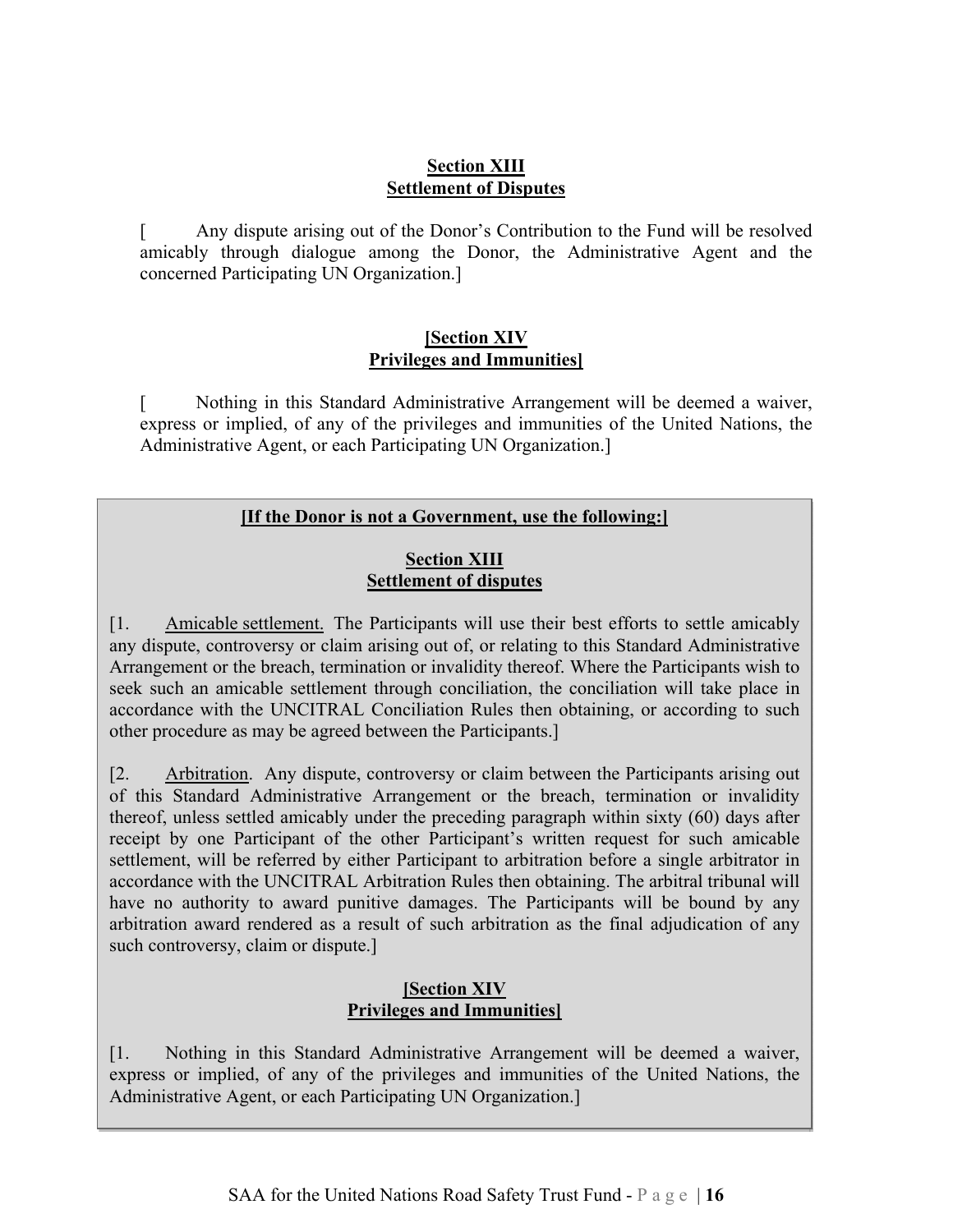**Section XIII**
**Settlement of Disputes**

[ Any dispute arising out of the Donor's Contribution to the Fund will be resolved amicably through dialogue among the Donor, the Administrative Agent and the concerned Participating UN Organization.]

**[Section XIV**
**Privileges and Immunities]**

[ Nothing in this Standard Administrative Arrangement will be deemed a waiver, express or implied, of any of the privileges and immunities of the United Nations, the Administrative Agent, or each Participating UN Organization.]

**[If the Donor is not a Government, use the following:]**

**Section XIII**
**Settlement of disputes**

[1. Amicable settlement. The Participants will use their best efforts to settle amicably any dispute, controversy or claim arising out of, or relating to this Standard Administrative Arrangement or the breach, termination or invalidity thereof. Where the Participants wish to seek such an amicable settlement through conciliation, the conciliation will take place in accordance with the UNCITRAL Conciliation Rules then obtaining, or according to such other procedure as may be agreed between the Participants.]

[2. Arbitration. Any dispute, controversy or claim between the Participants arising out of this Standard Administrative Arrangement or the breach, termination or invalidity thereof, unless settled amicably under the preceding paragraph within sixty (60) days after receipt by one Participant of the other Participant's written request for such amicable settlement, will be referred by either Participant to arbitration before a single arbitrator in accordance with the UNCITRAL Arbitration Rules then obtaining. The arbitral tribunal will have no authority to award punitive damages. The Participants will be bound by any arbitration award rendered as a result of such arbitration as the final adjudication of any such controversy, claim or dispute.]

**[Section XIV**
**Privileges and Immunities]**

[1. Nothing in this Standard Administrative Arrangement will be deemed a waiver, express or implied, of any of the privileges and immunities of the United Nations, the Administrative Agent, or each Participating UN Organization.]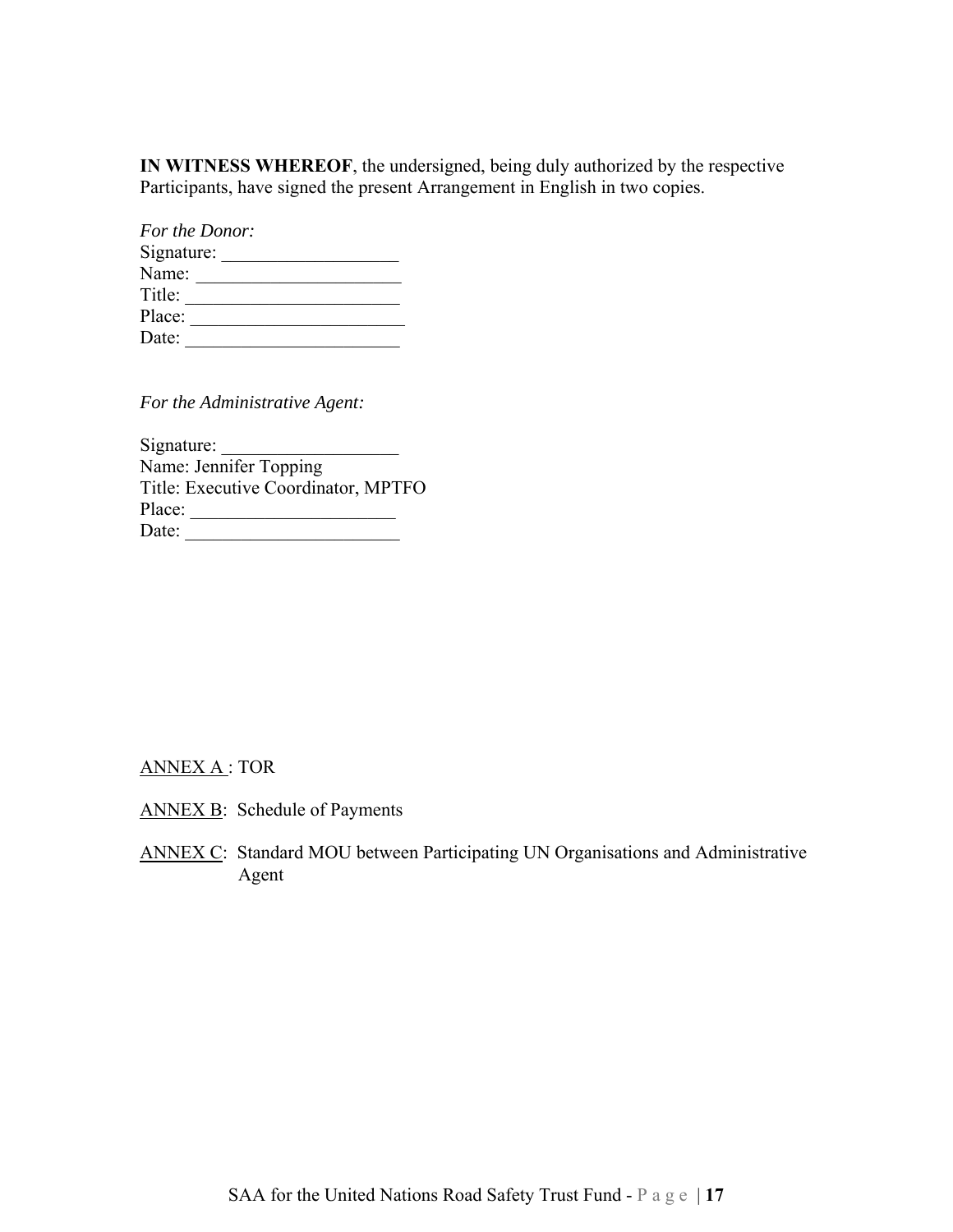**IN WITNESS WHEREOF**, the undersigned, being duly authorized by the respective Participants, have signed the present Arrangement in English in two copies.

*For the Donor:*  
Signature: ___________________  
Name: ______________________  
Title: _______________________  
Place: _______________________  
Date: _______________________

*For the Administrative Agent:*

Signature: ___________________  
Name: Jennifer Topping  
Title: Executive Coordinator, MPTFO  
Place: ______________________  
Date: _______________________

ANNEX A : TOR

ANNEX B: Schedule of Payments

ANNEX C: Standard MOU between Participating UN Organisations and Administrative Agent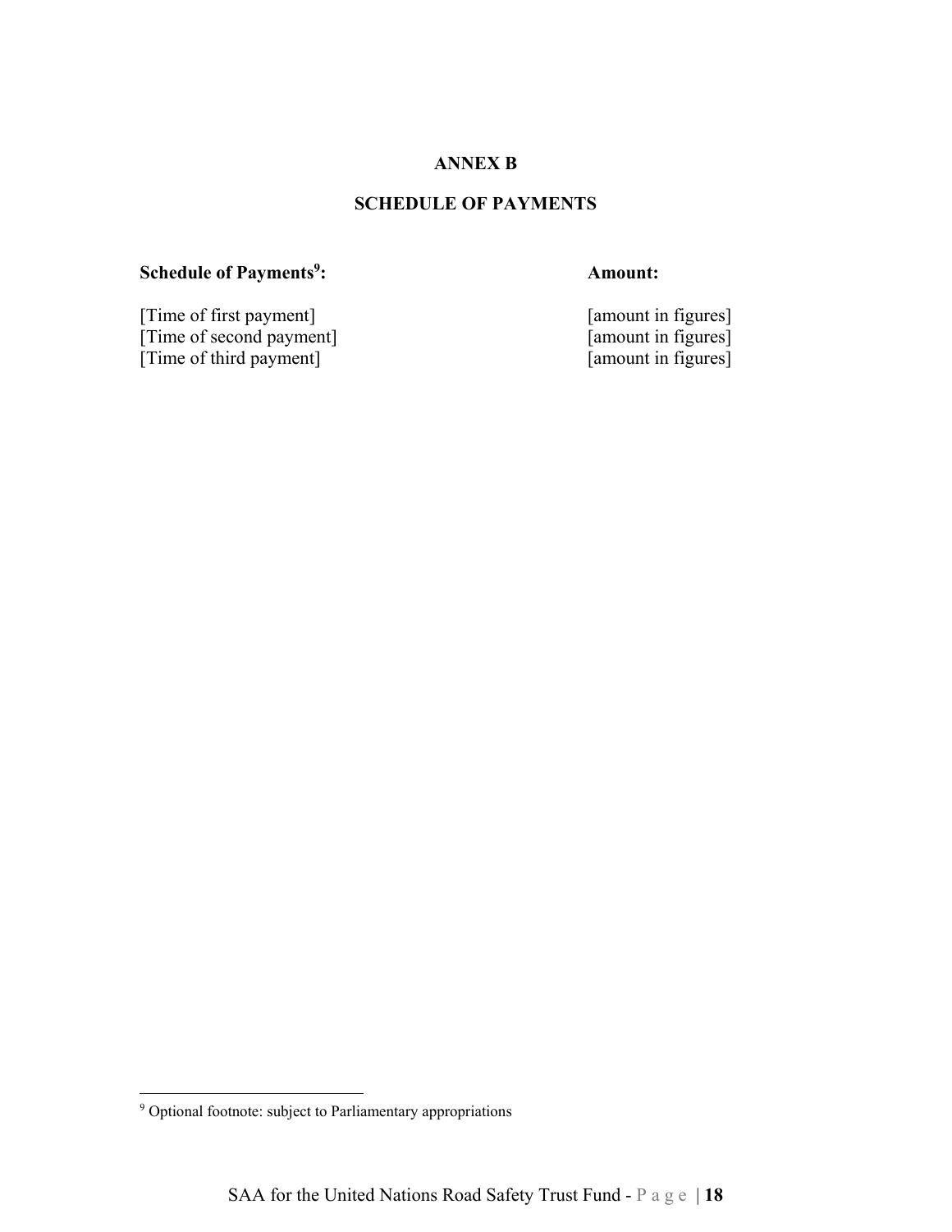# ANNEX B

## SCHEDULE OF PAYMENTS

| **Schedule of Payments[9]:** | **Amount:** |
| --- | --- |
| [Time of first payment] | [amount in figures] |
| [Time of second payment] | [amount in figures] |
| [Time of third payment] | [amount in figures] |

[9] Optional footnote: subject to Parliamentary appropriations